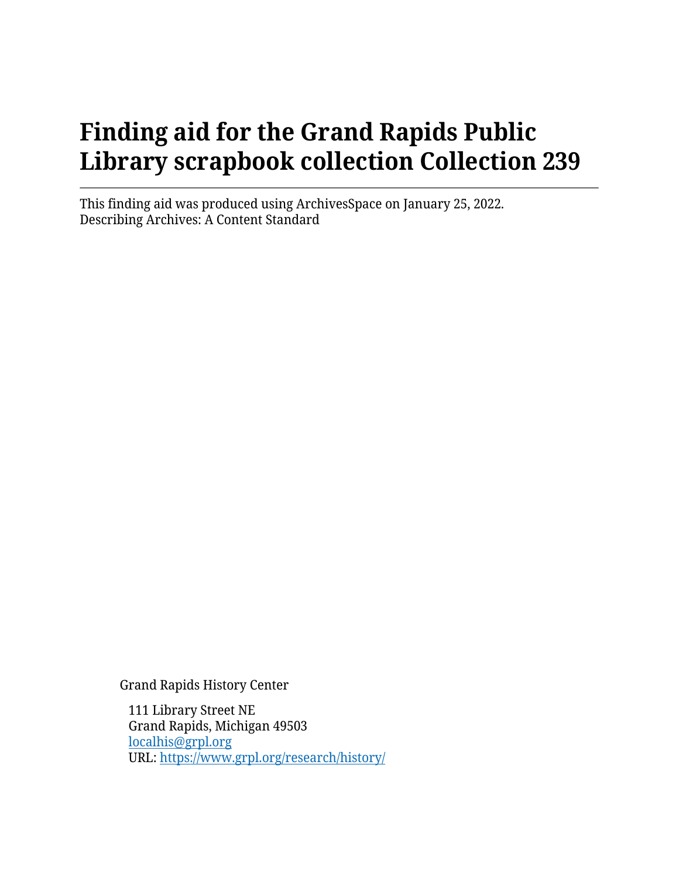# Finding aid for the Grand Rapids Public Library scrapbook collection Collection 239

This finding aid was produced using ArchivesSpace on January 25, 2022.
Describing Archives: A Content Standard

Grand Rapids History Center

111 Library Street NE
Grand Rapids, Michigan 49503
localhis@grpl.org
URL: https://www.grpl.org/research/history/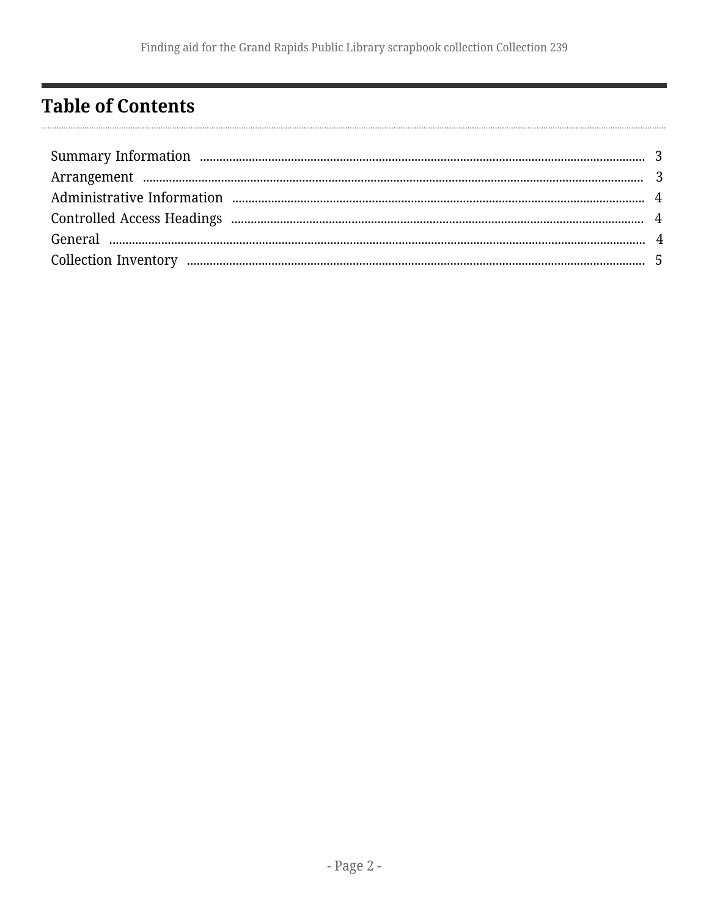# Table of Contents

Summary Information ........ 3
Arrangement ........ 3
Administrative Information ........ 4
Controlled Access Headings ........ 4
General ........ 4
Collection Inventory ........ 5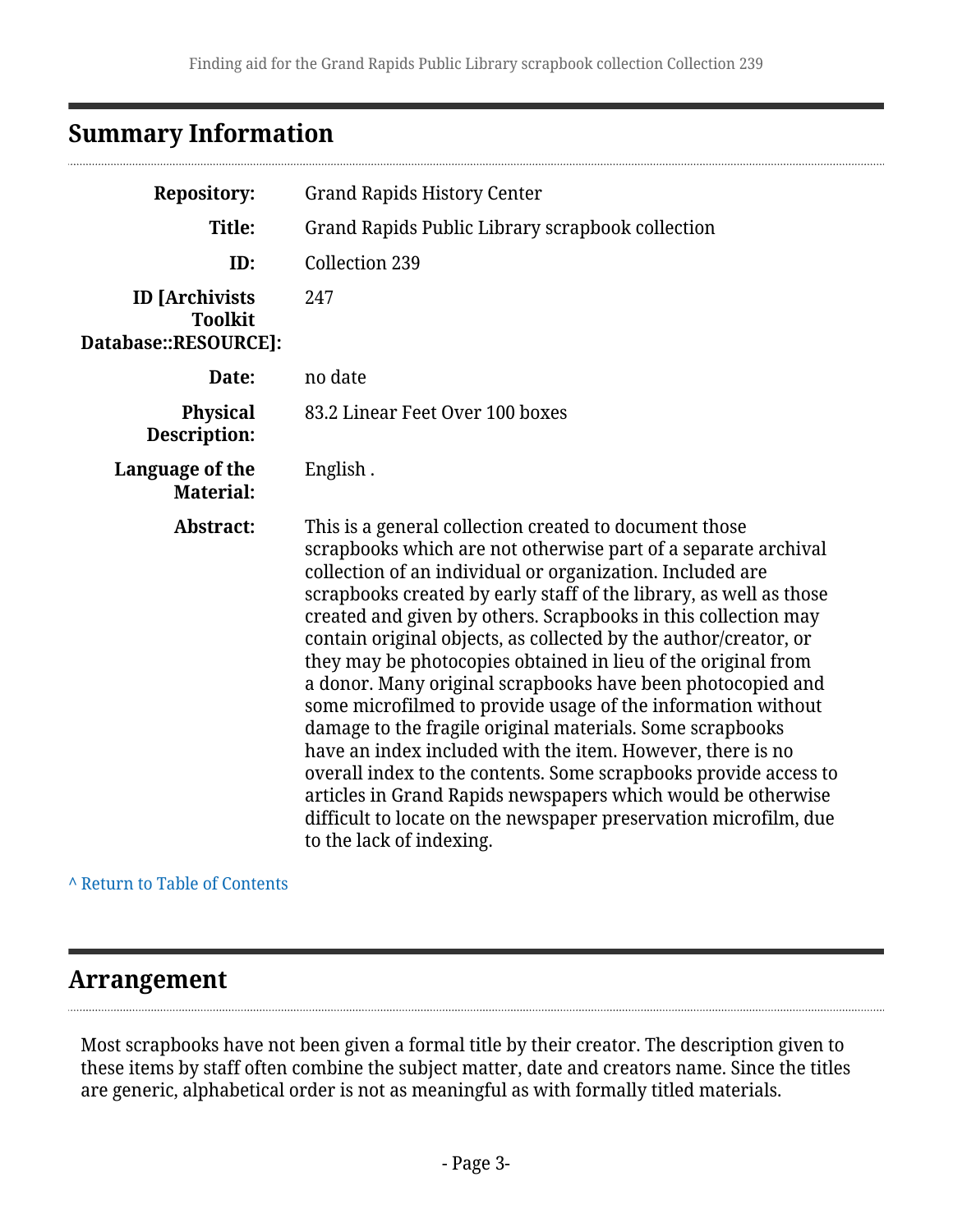## Summary Information

| | |
|---|---|
| **Repository:** | Grand Rapids History Center |
| **Title:** | Grand Rapids Public Library scrapbook collection |
| **ID:** | Collection 239 |
| **ID [Archivists Toolkit Database::RESOURCE]:** | 247 |
| **Date:** | no date |
| **Physical Description:** | 83.2 Linear Feet Over 100 boxes |
| **Language of the Material:** | English . |
| **Abstract:** | This is a general collection created to document those scrapbooks which are not otherwise part of a separate archival collection of an individual or organization. Included are scrapbooks created by early staff of the library, as well as those created and given by others. Scrapbooks in this collection may contain original objects, as collected by the author/creator, or they may be photocopies obtained in lieu of the original from a donor. Many original scrapbooks have been photocopied and some microfilmed to provide usage of the information without damage to the fragile original materials. Some scrapbooks have an index included with the item. However, there is no overall index to the contents. Some scrapbooks provide access to articles in Grand Rapids newspapers which would be otherwise difficult to locate on the newspaper preservation microfilm, due to the lack of indexing. |

^ Return to Table of Contents

## Arrangement

Most scrapbooks have not been given a formal title by their creator. The description given to these items by staff often combine the subject matter, date and creators name. Since the titles are generic, alphabetical order is not as meaningful as with formally titled materials.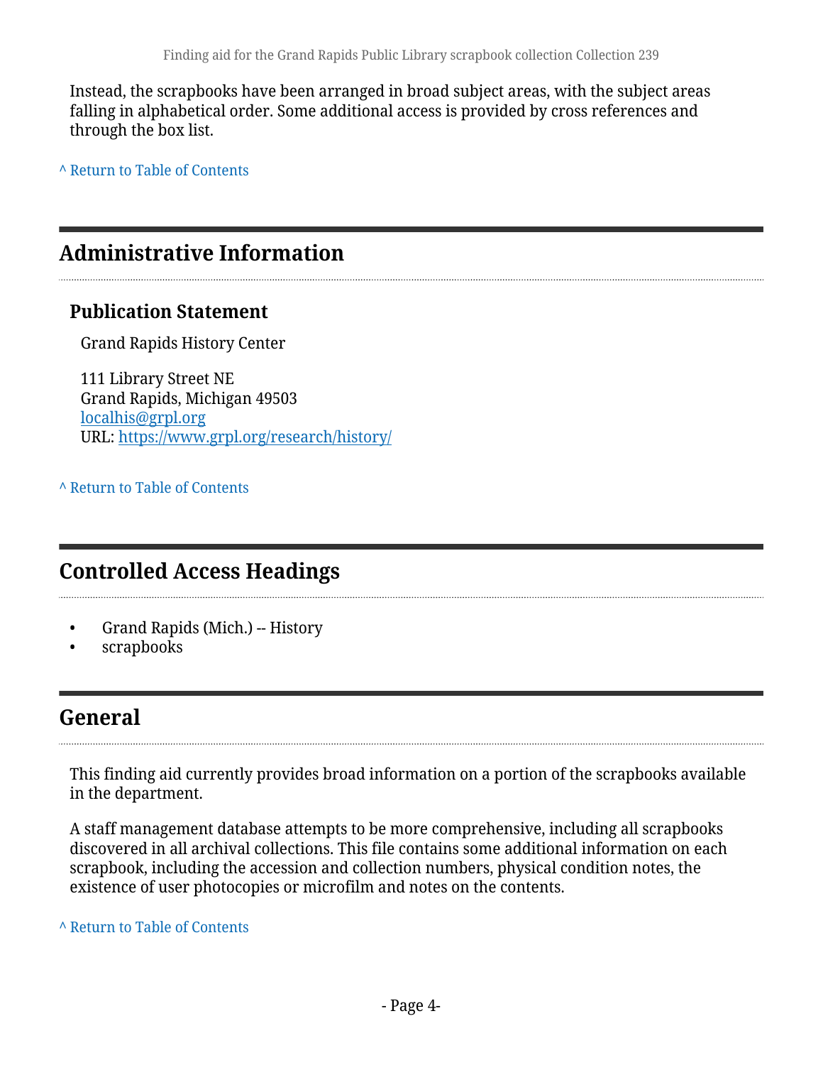Instead, the scrapbooks have been arranged in broad subject areas, with the subject areas falling in alphabetical order. Some additional access is provided by cross references and through the box list.

^ Return to Table of Contents

## Administrative Information

### Publication Statement

Grand Rapids History Center

111 Library Street NE
Grand Rapids, Michigan 49503
localhis@grpl.org
URL: https://www.grpl.org/research/history/

^ Return to Table of Contents

## Controlled Access Headings

- Grand Rapids (Mich.) -- History
- scrapbooks

## General

This finding aid currently provides broad information on a portion of the scrapbooks available in the department.

A staff management database attempts to be more comprehensive, including all scrapbooks discovered in all archival collections. This file contains some additional information on each scrapbook, including the accession and collection numbers, physical condition notes, the existence of user photocopies or microfilm and notes on the contents.

^ Return to Table of Contents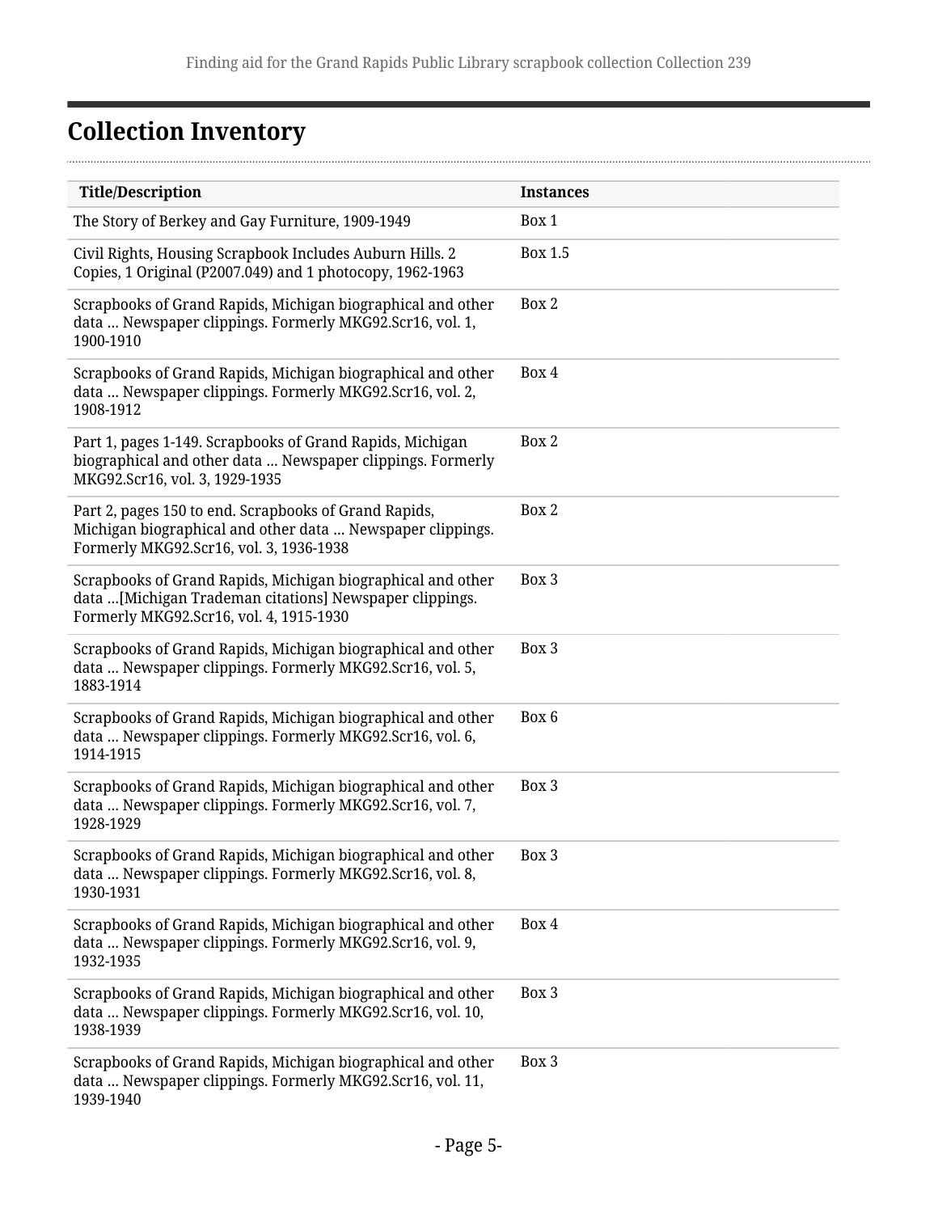## Collection Inventory

| Title/Description | Instances |
|---|---|
| The Story of Berkey and Gay Furniture, 1909-1949 | Box 1 |
| Civil Rights, Housing Scrapbook Includes Auburn Hills. 2 Copies, 1 Original (P2007.049) and 1 photocopy, 1962-1963 | Box 1.5 |
| Scrapbooks of Grand Rapids, Michigan biographical and other data ... Newspaper clippings. Formerly MKG92.Scr16, vol. 1, 1900-1910 | Box 2 |
| Scrapbooks of Grand Rapids, Michigan biographical and other data ... Newspaper clippings. Formerly MKG92.Scr16, vol. 2, 1908-1912 | Box 4 |
| Part 1, pages 1-149. Scrapbooks of Grand Rapids, Michigan biographical and other data ... Newspaper clippings. Formerly MKG92.Scr16, vol. 3, 1929-1935 | Box 2 |
| Part 2, pages 150 to end. Scrapbooks of Grand Rapids, Michigan biographical and other data ... Newspaper clippings. Formerly MKG92.Scr16, vol. 3, 1936-1938 | Box 2 |
| Scrapbooks of Grand Rapids, Michigan biographical and other data ...[Michigan Trademan citations] Newspaper clippings. Formerly MKG92.Scr16, vol. 4, 1915-1930 | Box 3 |
| Scrapbooks of Grand Rapids, Michigan biographical and other data ... Newspaper clippings. Formerly MKG92.Scr16, vol. 5, 1883-1914 | Box 3 |
| Scrapbooks of Grand Rapids, Michigan biographical and other data ... Newspaper clippings. Formerly MKG92.Scr16, vol. 6, 1914-1915 | Box 6 |
| Scrapbooks of Grand Rapids, Michigan biographical and other data ... Newspaper clippings. Formerly MKG92.Scr16, vol. 7, 1928-1929 | Box 3 |
| Scrapbooks of Grand Rapids, Michigan biographical and other data ... Newspaper clippings. Formerly MKG92.Scr16, vol. 8, 1930-1931 | Box 3 |
| Scrapbooks of Grand Rapids, Michigan biographical and other data ... Newspaper clippings. Formerly MKG92.Scr16, vol. 9, 1932-1935 | Box 4 |
| Scrapbooks of Grand Rapids, Michigan biographical and other data ... Newspaper clippings. Formerly MKG92.Scr16, vol. 10, 1938-1939 | Box 3 |
| Scrapbooks of Grand Rapids, Michigan biographical and other data ... Newspaper clippings. Formerly MKG92.Scr16, vol. 11, 1939-1940 | Box 3 |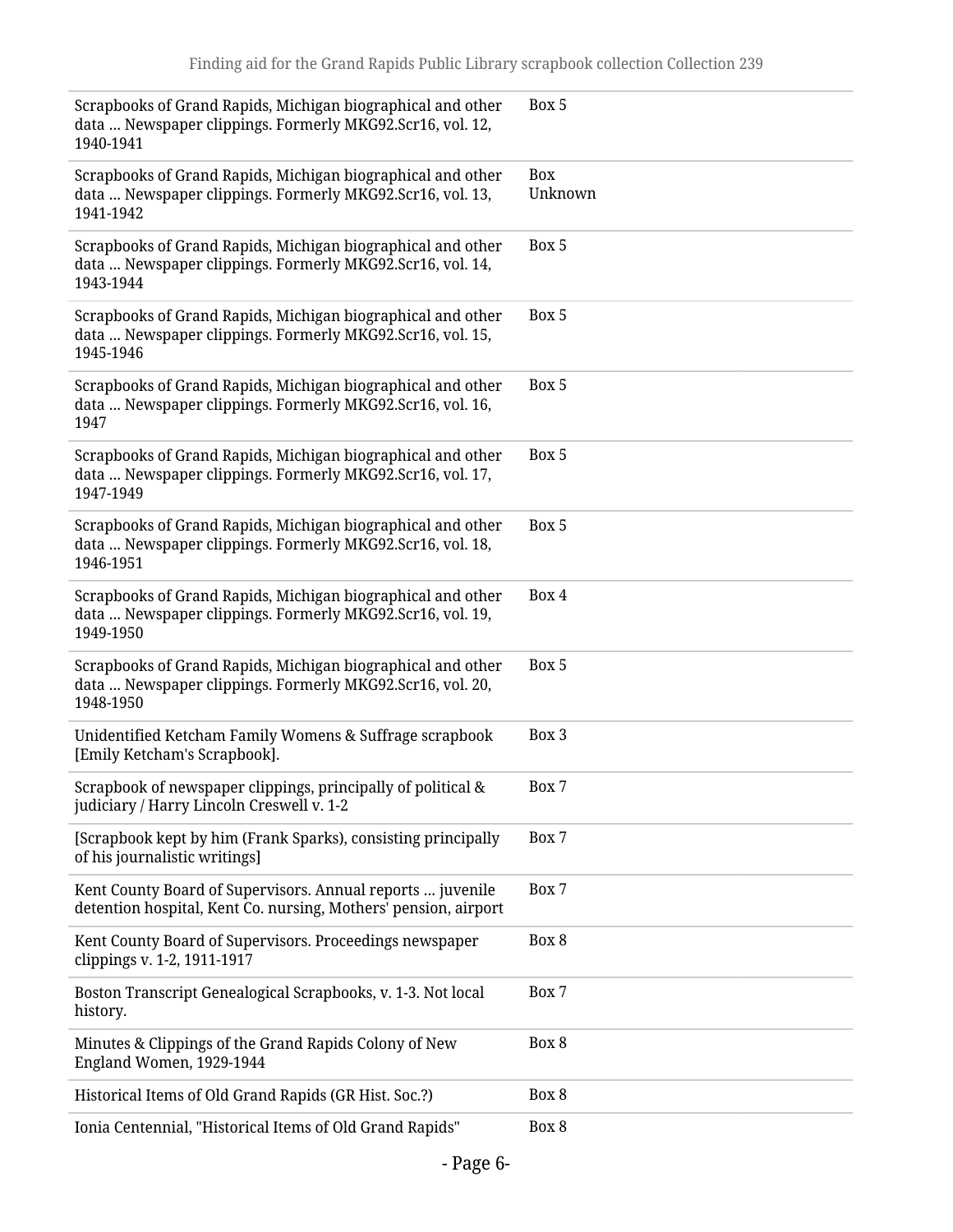| | |
|---|---|
| Scrapbooks of Grand Rapids, Michigan biographical and other data ... Newspaper clippings. Formerly MKG92.Scr16, vol. 12, 1940-1941 | Box 5 |
| Scrapbooks of Grand Rapids, Michigan biographical and other data ... Newspaper clippings. Formerly MKG92.Scr16, vol. 13, 1941-1942 | Box Unknown |
| Scrapbooks of Grand Rapids, Michigan biographical and other data ... Newspaper clippings. Formerly MKG92.Scr16, vol. 14, 1943-1944 | Box 5 |
| Scrapbooks of Grand Rapids, Michigan biographical and other data ... Newspaper clippings. Formerly MKG92.Scr16, vol. 15, 1945-1946 | Box 5 |
| Scrapbooks of Grand Rapids, Michigan biographical and other data ... Newspaper clippings. Formerly MKG92.Scr16, vol. 16, 1947 | Box 5 |
| Scrapbooks of Grand Rapids, Michigan biographical and other data ... Newspaper clippings. Formerly MKG92.Scr16, vol. 17, 1947-1949 | Box 5 |
| Scrapbooks of Grand Rapids, Michigan biographical and other data ... Newspaper clippings. Formerly MKG92.Scr16, vol. 18, 1946-1951 | Box 5 |
| Scrapbooks of Grand Rapids, Michigan biographical and other data ... Newspaper clippings. Formerly MKG92.Scr16, vol. 19, 1949-1950 | Box 4 |
| Scrapbooks of Grand Rapids, Michigan biographical and other data ... Newspaper clippings. Formerly MKG92.Scr16, vol. 20, 1948-1950 | Box 5 |
| Unidentified Ketcham Family Womens & Suffrage scrapbook [Emily Ketcham's Scrapbook]. | Box 3 |
| Scrapbook of newspaper clippings, principally of political & judiciary / Harry Lincoln Creswell v. 1-2 | Box 7 |
| [Scrapbook kept by him (Frank Sparks), consisting principally of his journalistic writings] | Box 7 |
| Kent County Board of Supervisors. Annual reports ... juvenile detention hospital, Kent Co. nursing, Mothers' pension, airport | Box 7 |
| Kent County Board of Supervisors. Proceedings newspaper clippings v. 1-2, 1911-1917 | Box 8 |
| Boston Transcript Genealogical Scrapbooks, v. 1-3. Not local history. | Box 7 |
| Minutes & Clippings of the Grand Rapids Colony of New England Women, 1929-1944 | Box 8 |
| Historical Items of Old Grand Rapids (GR Hist. Soc.?) | Box 8 |
| Ionia Centennial, "Historical Items of Old Grand Rapids" | Box 8 |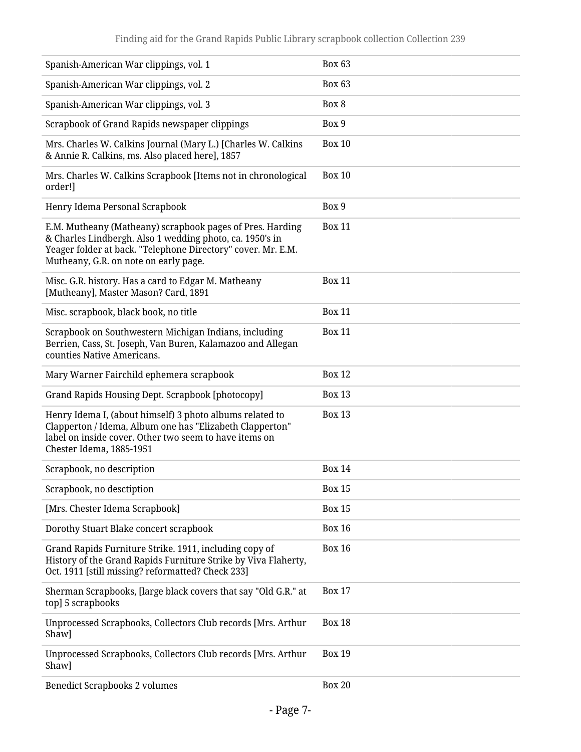| | |
|---|---|
| Spanish-American War clippings, vol. 1 | Box 63 |
| Spanish-American War clippings, vol. 2 | Box 63 |
| Spanish-American War clippings, vol. 3 | Box 8 |
| Scrapbook of Grand Rapids newspaper clippings | Box 9 |
| Mrs. Charles W. Calkins Journal (Mary L.) [Charles W. Calkins & Annie R. Calkins, ms. Also placed here], 1857 | Box 10 |
| Mrs. Charles W. Calkins Scrapbook [Items not in chronological order!] | Box 10 |
| Henry Idema Personal Scrapbook | Box 9 |
| E.M. Mutheany (Matheany) scrapbook pages of Pres. Harding & Charles Lindbergh. Also 1 wedding photo, ca. 1950's in Yeager folder at back. "Telephone Directory" cover. Mr. E.M. Mutheany, G.R. on note on early page. | Box 11 |
| Misc. G.R. history. Has a card to Edgar M. Matheany [Mutheany], Master Mason? Card, 1891 | Box 11 |
| Misc. scrapbook, black book, no title | Box 11 |
| Scrapbook on Southwestern Michigan Indians, including Berrien, Cass, St. Joseph, Van Buren, Kalamazoo and Allegan counties Native Americans. | Box 11 |
| Mary Warner Fairchild ephemera scrapbook | Box 12 |
| Grand Rapids Housing Dept. Scrapbook [photocopy] | Box 13 |
| Henry Idema I, (about himself) 3 photo albums related to Clapperton / Idema, Album one has "Elizabeth Clapperton" label on inside cover. Other two seem to have items on Chester Idema, 1885-1951 | Box 13 |
| Scrapbook, no description | Box 14 |
| Scrapbook, no desctiption | Box 15 |
| [Mrs. Chester Idema Scrapbook] | Box 15 |
| Dorothy Stuart Blake concert scrapbook | Box 16 |
| Grand Rapids Furniture Strike. 1911, including copy of History of the Grand Rapids Furniture Strike by Viva Flaherty, Oct. 1911 [still missing? reformatted? Check 233] | Box 16 |
| Sherman Scrapbooks, [large black covers that say "Old G.R." at top] 5 scrapbooks | Box 17 |
| Unprocessed Scrapbooks, Collectors Club records [Mrs. Arthur Shaw] | Box 18 |
| Unprocessed Scrapbooks, Collectors Club records [Mrs. Arthur Shaw] | Box 19 |
| Benedict Scrapbooks 2 volumes | Box 20 |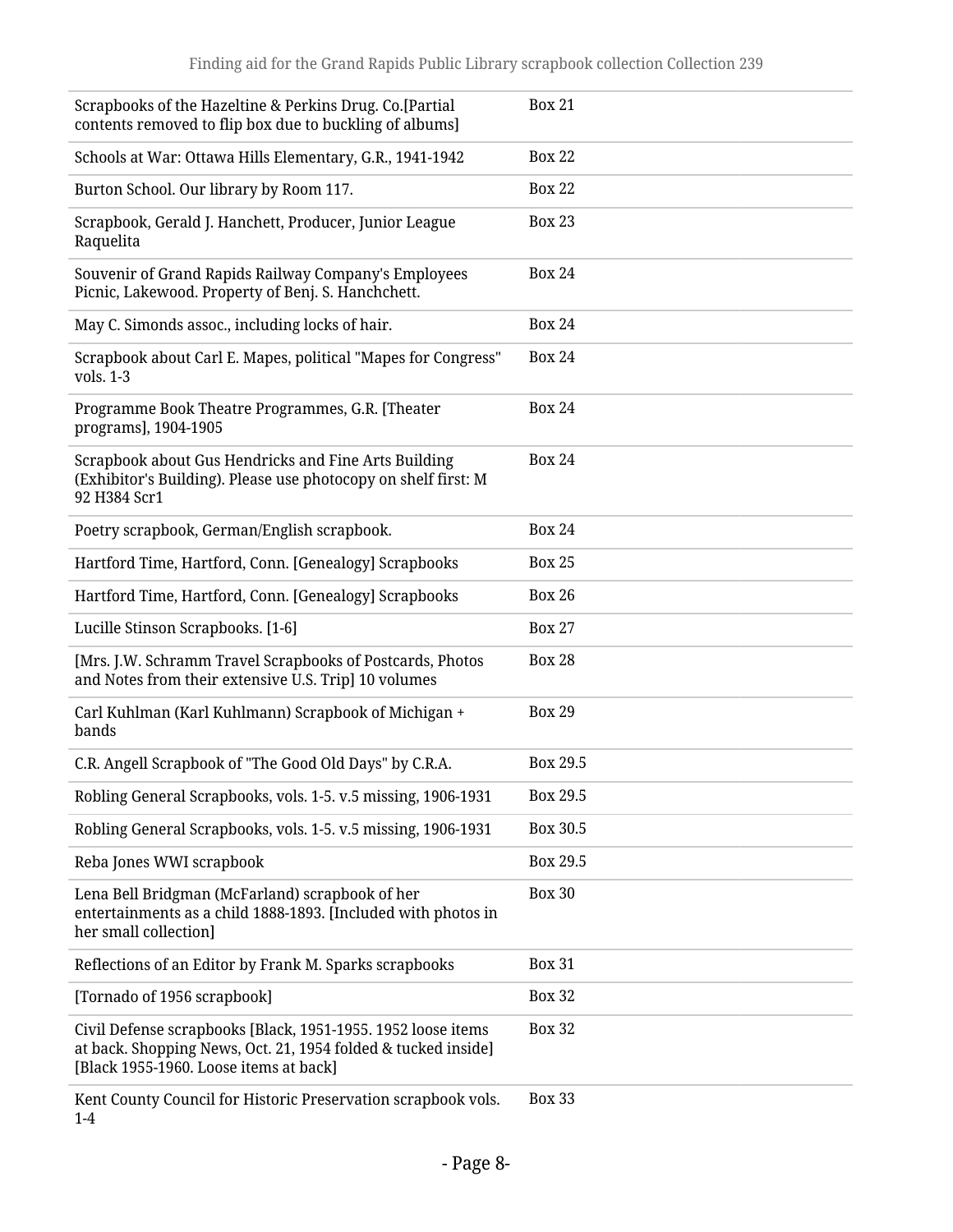| | |
|---|---|
| Scrapbooks of the Hazeltine & Perkins Drug. Co.[Partial contents removed to flip box due to buckling of albums] | Box 21 |
| Schools at War: Ottawa Hills Elementary, G.R., 1941-1942 | Box 22 |
| Burton School. Our library by Room 117. | Box 22 |
| Scrapbook, Gerald J. Hanchett, Producer, Junior League Raquelita | Box 23 |
| Souvenir of Grand Rapids Railway Company's Employees Picnic, Lakewood. Property of Benj. S. Hanchchett. | Box 24 |
| May C. Simonds assoc., including locks of hair. | Box 24 |
| Scrapbook about Carl E. Mapes, political "Mapes for Congress" vols. 1-3 | Box 24 |
| Programme Book Theatre Programmes, G.R. [Theater programs], 1904-1905 | Box 24 |
| Scrapbook about Gus Hendricks and Fine Arts Building (Exhibitor's Building). Please use photocopy on shelf first: M 92 H384 Scr1 | Box 24 |
| Poetry scrapbook, German/English scrapbook. | Box 24 |
| Hartford Time, Hartford, Conn. [Genealogy] Scrapbooks | Box 25 |
| Hartford Time, Hartford, Conn. [Genealogy] Scrapbooks | Box 26 |
| Lucille Stinson Scrapbooks. [1-6] | Box 27 |
| [Mrs. J.W. Schramm Travel Scrapbooks of Postcards, Photos and Notes from their extensive U.S. Trip] 10 volumes | Box 28 |
| Carl Kuhlman (Karl Kuhlmann) Scrapbook of Michigan + bands | Box 29 |
| C.R. Angell Scrapbook of "The Good Old Days" by C.R.A. | Box 29.5 |
| Robling General Scrapbooks, vols. 1-5. v.5 missing, 1906-1931 | Box 29.5 |
| Robling General Scrapbooks, vols. 1-5. v.5 missing, 1906-1931 | Box 30.5 |
| Reba Jones WWI scrapbook | Box 29.5 |
| Lena Bell Bridgman (McFarland) scrapbook of her entertainments as a child 1888-1893. [Included with photos in her small collection] | Box 30 |
| Reflections of an Editor by Frank M. Sparks scrapbooks | Box 31 |
| [Tornado of 1956 scrapbook] | Box 32 |
| Civil Defense scrapbooks [Black, 1951-1955. 1952 loose items at back. Shopping News, Oct. 21, 1954 folded & tucked inside] [Black 1955-1960. Loose items at back] | Box 32 |
| Kent County Council for Historic Preservation scrapbook vols. 1-4 | Box 33 |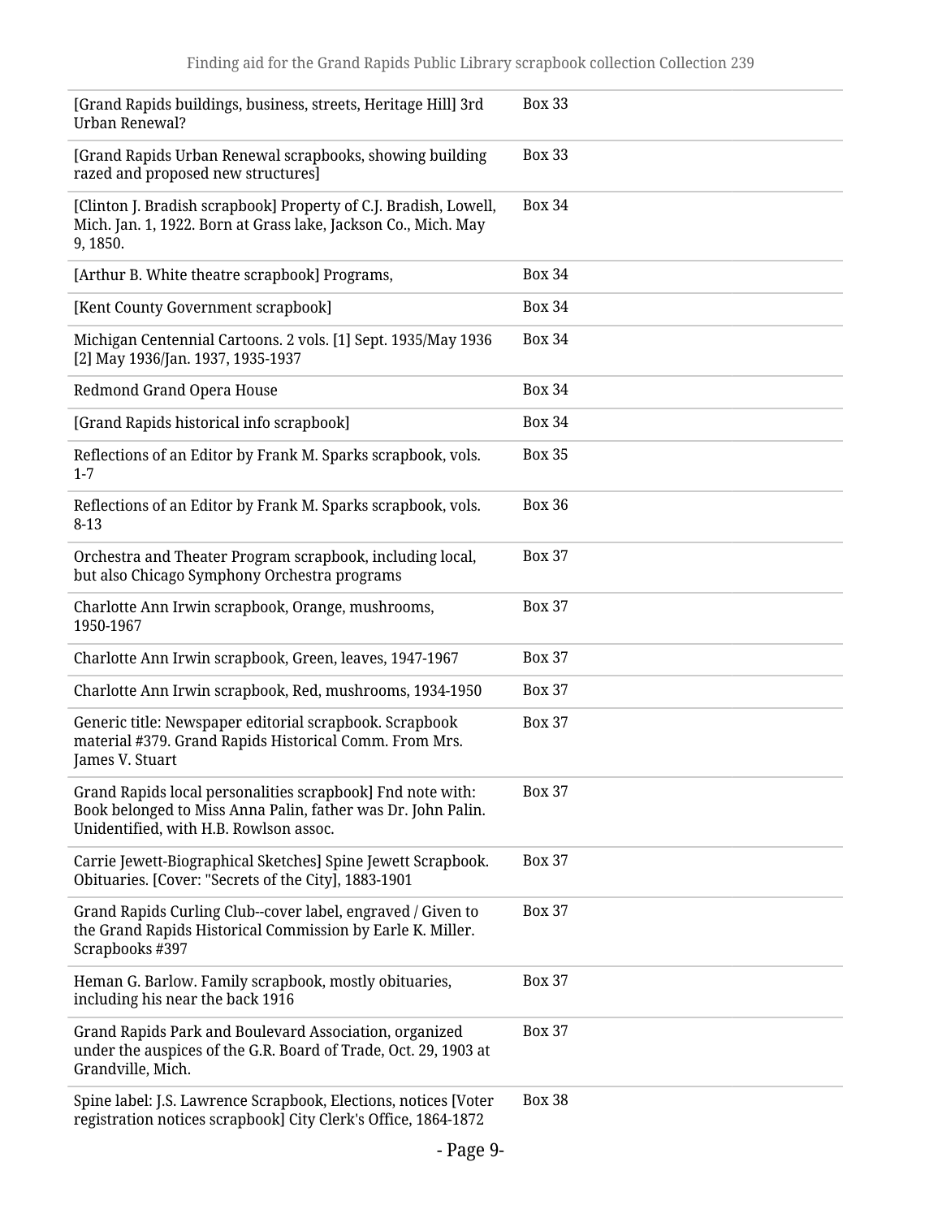| | |
|---|---|
| [Grand Rapids buildings, business, streets, Heritage Hill] 3rd Urban Renewal? | Box 33 |
| [Grand Rapids Urban Renewal scrapbooks, showing building razed and proposed new structures] | Box 33 |
| [Clinton J. Bradish scrapbook] Property of C.J. Bradish, Lowell, Mich. Jan. 1, 1922. Born at Grass lake, Jackson Co., Mich. May 9, 1850. | Box 34 |
| [Arthur B. White theatre scrapbook] Programs, | Box 34 |
| [Kent County Government scrapbook] | Box 34 |
| Michigan Centennial Cartoons. 2 vols. [1] Sept. 1935/May 1936 [2] May 1936/Jan. 1937, 1935-1937 | Box 34 |
| Redmond Grand Opera House | Box 34 |
| [Grand Rapids historical info scrapbook] | Box 34 |
| Reflections of an Editor by Frank M. Sparks scrapbook, vols. 1-7 | Box 35 |
| Reflections of an Editor by Frank M. Sparks scrapbook, vols. 8-13 | Box 36 |
| Orchestra and Theater Program scrapbook, including local, but also Chicago Symphony Orchestra programs | Box 37 |
| Charlotte Ann Irwin scrapbook, Orange, mushrooms, 1950-1967 | Box 37 |
| Charlotte Ann Irwin scrapbook, Green, leaves, 1947-1967 | Box 37 |
| Charlotte Ann Irwin scrapbook, Red, mushrooms, 1934-1950 | Box 37 |
| Generic title: Newspaper editorial scrapbook. Scrapbook material #379. Grand Rapids Historical Comm. From Mrs. James V. Stuart | Box 37 |
| Grand Rapids local personalities scrapbook] Fnd note with: Book belonged to Miss Anna Palin, father was Dr. John Palin. Unidentified, with H.B. Rowlson assoc. | Box 37 |
| Carrie Jewett-Biographical Sketches] Spine Jewett Scrapbook. Obituaries. [Cover: "Secrets of the City], 1883-1901 | Box 37 |
| Grand Rapids Curling Club--cover label, engraved / Given to the Grand Rapids Historical Commission by Earle K. Miller. Scrapbooks #397 | Box 37 |
| Heman G. Barlow. Family scrapbook, mostly obituaries, including his near the back 1916 | Box 37 |
| Grand Rapids Park and Boulevard Association, organized under the auspices of the G.R. Board of Trade, Oct. 29, 1903 at Grandville, Mich. | Box 37 |
| Spine label: J.S. Lawrence Scrapbook, Elections, notices [Voter registration notices scrapbook] City Clerk's Office, 1864-1872 | Box 38 |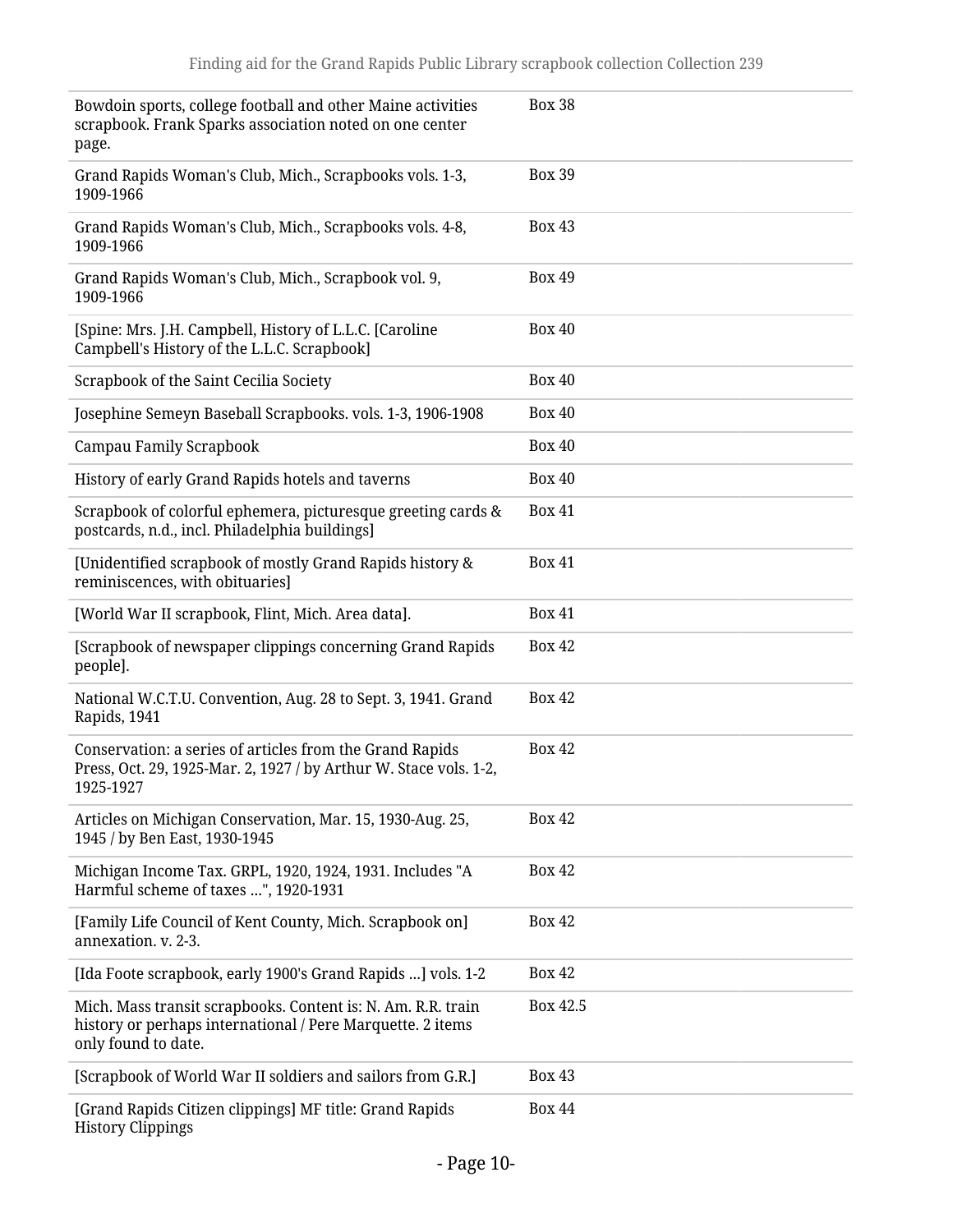| | |
|---|---|
| Bowdoin sports, college football and other Maine activities scrapbook. Frank Sparks association noted on one center page. | Box 38 |
| Grand Rapids Woman's Club, Mich., Scrapbooks vols. 1-3, 1909-1966 | Box 39 |
| Grand Rapids Woman's Club, Mich., Scrapbooks vols. 4-8, 1909-1966 | Box 43 |
| Grand Rapids Woman's Club, Mich., Scrapbook vol. 9, 1909-1966 | Box 49 |
| [Spine: Mrs. J.H. Campbell, History of L.L.C. [Caroline Campbell's History of the L.L.C. Scrapbook] | Box 40 |
| Scrapbook of the Saint Cecilia Society | Box 40 |
| Josephine Semeyn Baseball Scrapbooks. vols. 1-3, 1906-1908 | Box 40 |
| Campau Family Scrapbook | Box 40 |
| History of early Grand Rapids hotels and taverns | Box 40 |
| Scrapbook of colorful ephemera, picturesque greeting cards & postcards, n.d., incl. Philadelphia buildings] | Box 41 |
| [Unidentified scrapbook of mostly Grand Rapids history & reminiscences, with obituaries] | Box 41 |
| [World War II scrapbook, Flint, Mich. Area data]. | Box 41 |
| [Scrapbook of newspaper clippings concerning Grand Rapids people]. | Box 42 |
| National W.C.T.U. Convention, Aug. 28 to Sept. 3, 1941. Grand Rapids, 1941 | Box 42 |
| Conservation: a series of articles from the Grand Rapids Press, Oct. 29, 1925-Mar. 2, 1927 / by Arthur W. Stace vols. 1-2, 1925-1927 | Box 42 |
| Articles on Michigan Conservation, Mar. 15, 1930-Aug. 25, 1945 / by Ben East, 1930-1945 | Box 42 |
| Michigan Income Tax. GRPL, 1920, 1924, 1931. Includes "A Harmful scheme of taxes ...", 1920-1931 | Box 42 |
| [Family Life Council of Kent County, Mich. Scrapbook on] annexation. v. 2-3. | Box 42 |
| [Ida Foote scrapbook, early 1900's Grand Rapids ...] vols. 1-2 | Box 42 |
| Mich. Mass transit scrapbooks. Content is: N. Am. R.R. train history or perhaps international / Pere Marquette. 2 items only found to date. | Box 42.5 |
| [Scrapbook of World War II soldiers and sailors from G.R.] | Box 43 |
| [Grand Rapids Citizen clippings] MF title: Grand Rapids History Clippings | Box 44 |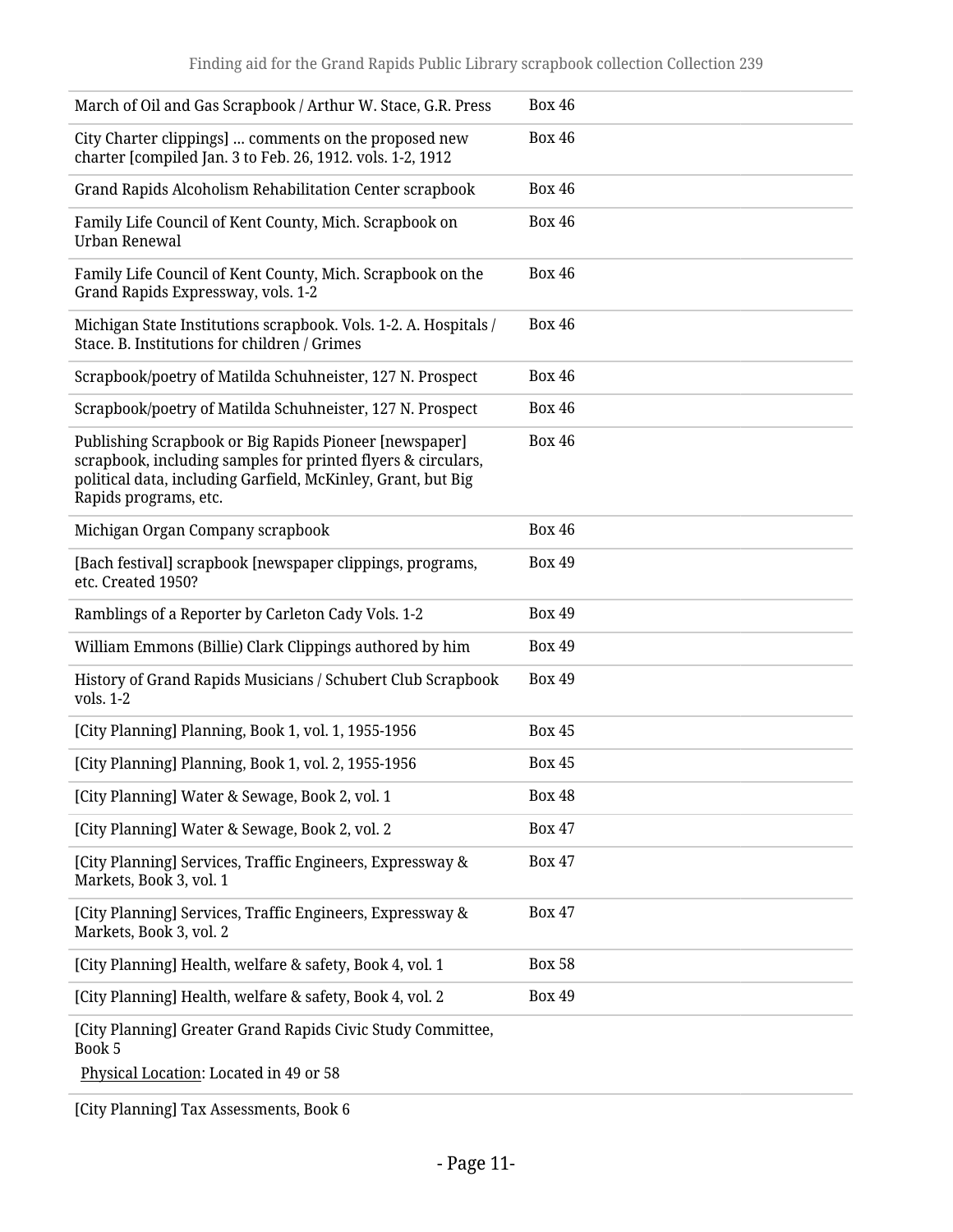| | |
|---|---|
| March of Oil and Gas Scrapbook / Arthur W. Stace, G.R. Press | Box 46 |
| City Charter clippings] ... comments on the proposed new charter [compiled Jan. 3 to Feb. 26, 1912. vols. 1-2, 1912 | Box 46 |
| Grand Rapids Alcoholism Rehabilitation Center scrapbook | Box 46 |
| Family Life Council of Kent County, Mich. Scrapbook on Urban Renewal | Box 46 |
| Family Life Council of Kent County, Mich. Scrapbook on the Grand Rapids Expressway, vols. 1-2 | Box 46 |
| Michigan State Institutions scrapbook. Vols. 1-2. A. Hospitals / Stace. B. Institutions for children / Grimes | Box 46 |
| Scrapbook/poetry of Matilda Schuhneister, 127 N. Prospect | Box 46 |
| Scrapbook/poetry of Matilda Schuhneister, 127 N. Prospect | Box 46 |
| Publishing Scrapbook or Big Rapids Pioneer [newspaper] scrapbook, including samples for printed flyers & circulars, political data, including Garfield, McKinley, Grant, but Big Rapids programs, etc. | Box 46 |
| Michigan Organ Company scrapbook | Box 46 |
| [Bach festival] scrapbook [newspaper clippings, programs, etc. Created 1950? | Box 49 |
| Ramblings of a Reporter by Carleton Cady Vols. 1-2 | Box 49 |
| William Emmons (Billie) Clark Clippings authored by him | Box 49 |
| History of Grand Rapids Musicians / Schubert Club Scrapbook vols. 1-2 | Box 49 |
| [City Planning] Planning, Book 1, vol. 1, 1955-1956 | Box 45 |
| [City Planning] Planning, Book 1, vol. 2, 1955-1956 | Box 45 |
| [City Planning] Water & Sewage, Book 2, vol. 1 | Box 48 |
| [City Planning] Water & Sewage, Book 2, vol. 2 | Box 47 |
| [City Planning] Services, Traffic Engineers, Expressway & Markets, Book 3, vol. 1 | Box 47 |
| [City Planning] Services, Traffic Engineers, Expressway & Markets, Book 3, vol. 2 | Box 47 |
| [City Planning] Health, welfare & safety, Book 4, vol. 1 | Box 58 |
| [City Planning] Health, welfare & safety, Book 4, vol. 2 | Box 49 |
| [City Planning] Greater Grand Rapids Civic Study Committee, Book 5<br>Physical Location: Located in 49 or 58 | |
| [City Planning] Tax Assessments, Book 6 | |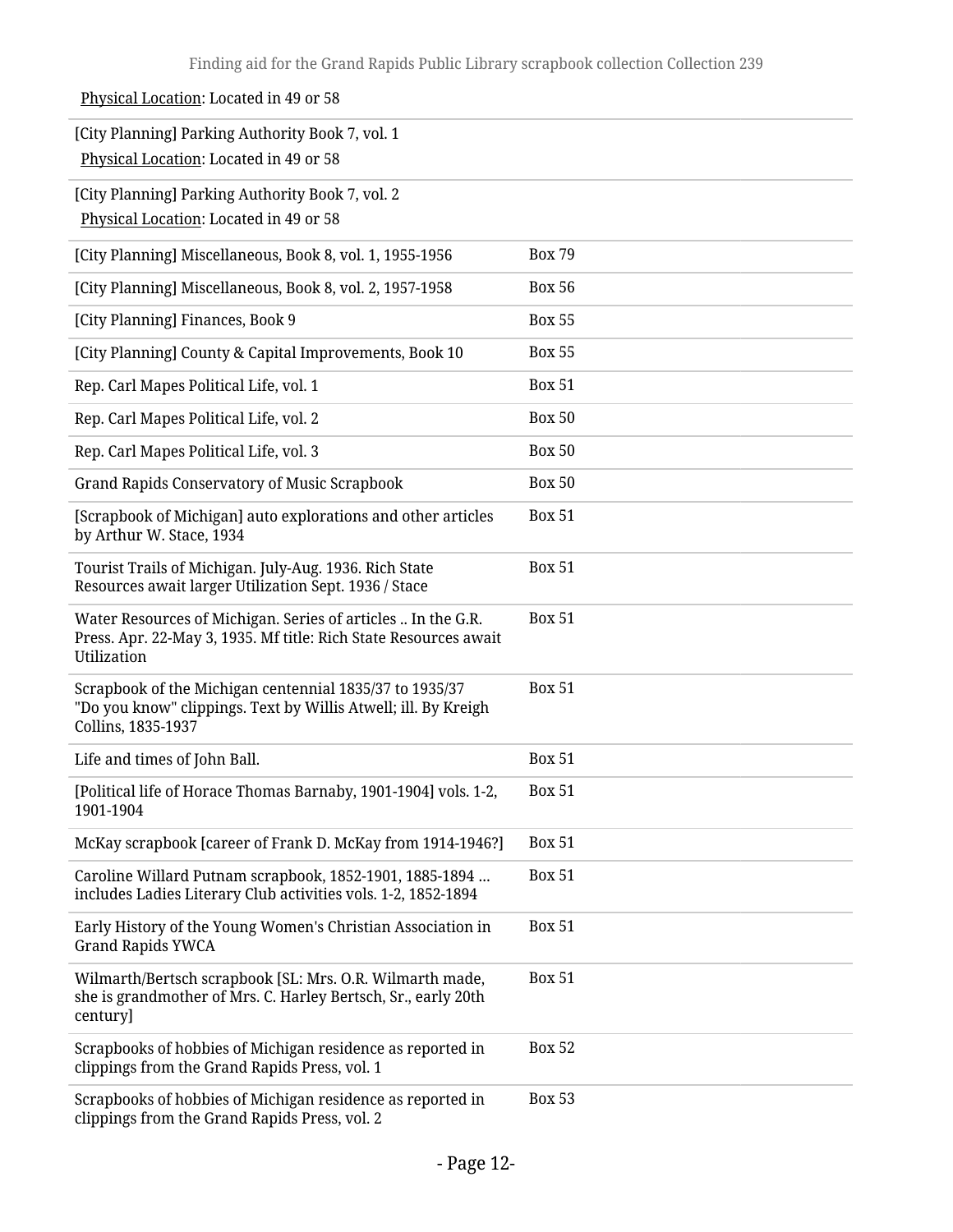Physical Location: Located in 49 or 58

| | |
|---|---|
| [City Planning] Parking Authority Book 7, vol. 1<br>Physical Location: Located in 49 or 58 | |
| [City Planning] Parking Authority Book 7, vol. 2<br>Physical Location: Located in 49 or 58 | |
| [City Planning] Miscellaneous, Book 8, vol. 1, 1955-1956 | Box 79 |
| [City Planning] Miscellaneous, Book 8, vol. 2, 1957-1958 | Box 56 |
| [City Planning] Finances, Book 9 | Box 55 |
| [City Planning] County & Capital Improvements, Book 10 | Box 55 |
| Rep. Carl Mapes Political Life, vol. 1 | Box 51 |
| Rep. Carl Mapes Political Life, vol. 2 | Box 50 |
| Rep. Carl Mapes Political Life, vol. 3 | Box 50 |
| Grand Rapids Conservatory of Music Scrapbook | Box 50 |
| [Scrapbook of Michigan] auto explorations and other articles by Arthur W. Stace, 1934 | Box 51 |
| Tourist Trails of Michigan. July-Aug. 1936. Rich State Resources await larger Utilization Sept. 1936 / Stace | Box 51 |
| Water Resources of Michigan. Series of articles .. In the G.R. Press. Apr. 22-May 3, 1935. Mf title: Rich State Resources await Utilization | Box 51 |
| Scrapbook of the Michigan centennial 1835/37 to 1935/37 "Do you know" clippings. Text by Willis Atwell; ill. By Kreigh Collins, 1835-1937 | Box 51 |
| Life and times of John Ball. | Box 51 |
| [Political life of Horace Thomas Barnaby, 1901-1904] vols. 1-2, 1901-1904 | Box 51 |
| McKay scrapbook [career of Frank D. McKay from 1914-1946?] | Box 51 |
| Caroline Willard Putnam scrapbook, 1852-1901, 1885-1894 … includes Ladies Literary Club activities vols. 1-2, 1852-1894 | Box 51 |
| Early History of the Young Women's Christian Association in Grand Rapids YWCA | Box 51 |
| Wilmarth/Bertsch scrapbook [SL: Mrs. O.R. Wilmarth made, she is grandmother of Mrs. C. Harley Bertsch, Sr., early 20th century] | Box 51 |
| Scrapbooks of hobbies of Michigan residence as reported in clippings from the Grand Rapids Press, vol. 1 | Box 52 |
| Scrapbooks of hobbies of Michigan residence as reported in clippings from the Grand Rapids Press, vol. 2 | Box 53 |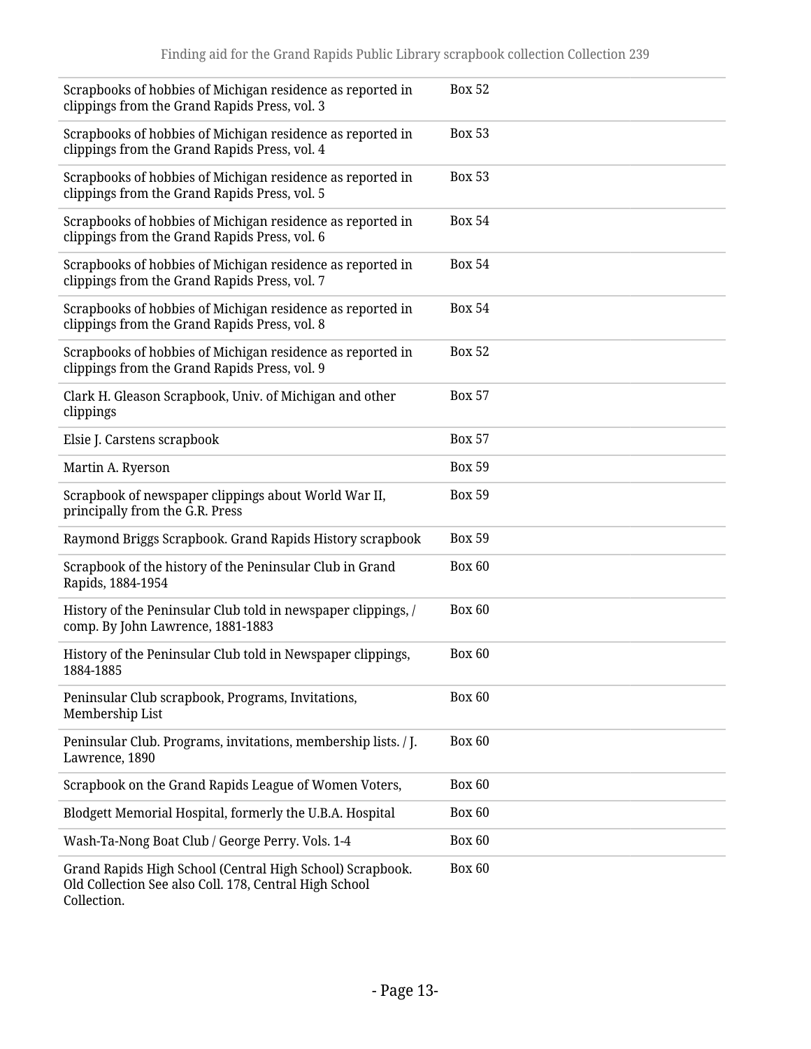| | |
|---|---|
| Scrapbooks of hobbies of Michigan residence as reported in clippings from the Grand Rapids Press, vol. 3 | Box 52 |
| Scrapbooks of hobbies of Michigan residence as reported in clippings from the Grand Rapids Press, vol. 4 | Box 53 |
| Scrapbooks of hobbies of Michigan residence as reported in clippings from the Grand Rapids Press, vol. 5 | Box 53 |
| Scrapbooks of hobbies of Michigan residence as reported in clippings from the Grand Rapids Press, vol. 6 | Box 54 |
| Scrapbooks of hobbies of Michigan residence as reported in clippings from the Grand Rapids Press, vol. 7 | Box 54 |
| Scrapbooks of hobbies of Michigan residence as reported in clippings from the Grand Rapids Press, vol. 8 | Box 54 |
| Scrapbooks of hobbies of Michigan residence as reported in clippings from the Grand Rapids Press, vol. 9 | Box 52 |
| Clark H. Gleason Scrapbook, Univ. of Michigan and other clippings | Box 57 |
| Elsie J. Carstens scrapbook | Box 57 |
| Martin A. Ryerson | Box 59 |
| Scrapbook of newspaper clippings about World War II, principally from the G.R. Press | Box 59 |
| Raymond Briggs Scrapbook. Grand Rapids History scrapbook | Box 59 |
| Scrapbook of the history of the Peninsular Club in Grand Rapids, 1884-1954 | Box 60 |
| History of the Peninsular Club told in newspaper clippings, / comp. By John Lawrence, 1881-1883 | Box 60 |
| History of the Peninsular Club told in Newspaper clippings, 1884-1885 | Box 60 |
| Peninsular Club scrapbook, Programs, Invitations, Membership List | Box 60 |
| Peninsular Club. Programs, invitations, membership lists. / J. Lawrence, 1890 | Box 60 |
| Scrapbook on the Grand Rapids League of Women Voters, | Box 60 |
| Blodgett Memorial Hospital, formerly the U.B.A. Hospital | Box 60 |
| Wash-Ta-Nong Boat Club / George Perry. Vols. 1-4 | Box 60 |
| Grand Rapids High School (Central High School) Scrapbook. Old Collection See also Coll. 178, Central High School Collection. | Box 60 |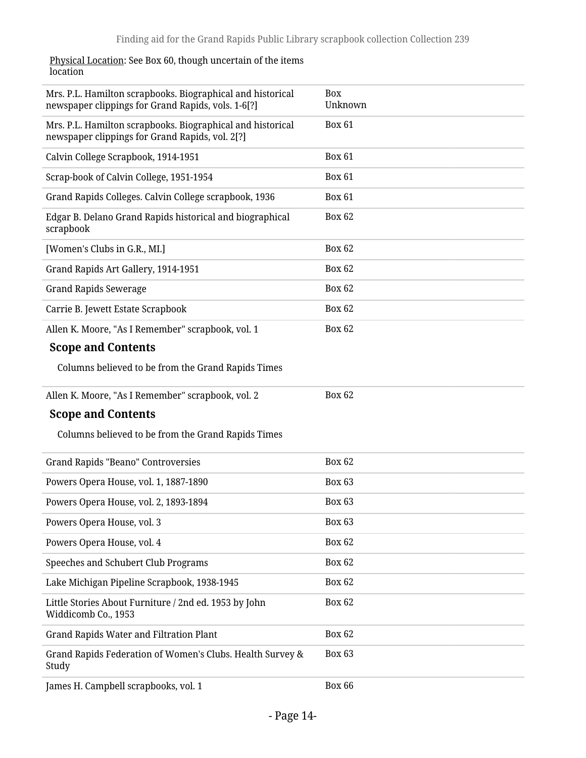Physical Location: See Box 60, though uncertain of the items location

| | |
|---|---|
| Mrs. P.L. Hamilton scrapbooks. Biographical and historical newspaper clippings for Grand Rapids, vols. 1-6[?] | Box Unknown |
| Mrs. P.L. Hamilton scrapbooks. Biographical and historical newspaper clippings for Grand Rapids, vol. 2[?] | Box 61 |
| Calvin College Scrapbook, 1914-1951 | Box 61 |
| Scrap-book of Calvin College, 1951-1954 | Box 61 |
| Grand Rapids Colleges. Calvin College scrapbook, 1936 | Box 61 |
| Edgar B. Delano Grand Rapids historical and biographical scrapbook | Box 62 |
| [Women's Clubs in G.R., MI.] | Box 62 |
| Grand Rapids Art Gallery, 1914-1951 | Box 62 |
| Grand Rapids Sewerage | Box 62 |
| Carrie B. Jewett Estate Scrapbook | Box 62 |
| Allen K. Moore, "As I Remember" scrapbook, vol. 1 | Box 62 |

### Scope and Contents

Columns believed to be from the Grand Rapids Times

| | |
|---|---|
| Allen K. Moore, "As I Remember" scrapbook, vol. 2 | Box 62 |

### Scope and Contents

Columns believed to be from the Grand Rapids Times

| | |
|---|---|
| Grand Rapids "Beano" Controversies | Box 62 |
| Powers Opera House, vol. 1, 1887-1890 | Box 63 |
| Powers Opera House, vol. 2, 1893-1894 | Box 63 |
| Powers Opera House, vol. 3 | Box 63 |
| Powers Opera House, vol. 4 | Box 62 |
| Speeches and Schubert Club Programs | Box 62 |
| Lake Michigan Pipeline Scrapbook, 1938-1945 | Box 62 |
| Little Stories About Furniture / 2nd ed. 1953 by John Widdicomb Co., 1953 | Box 62 |
| Grand Rapids Water and Filtration Plant | Box 62 |
| Grand Rapids Federation of Women's Clubs. Health Survey & Study | Box 63 |
| James H. Campbell scrapbooks, vol. 1 | Box 66 |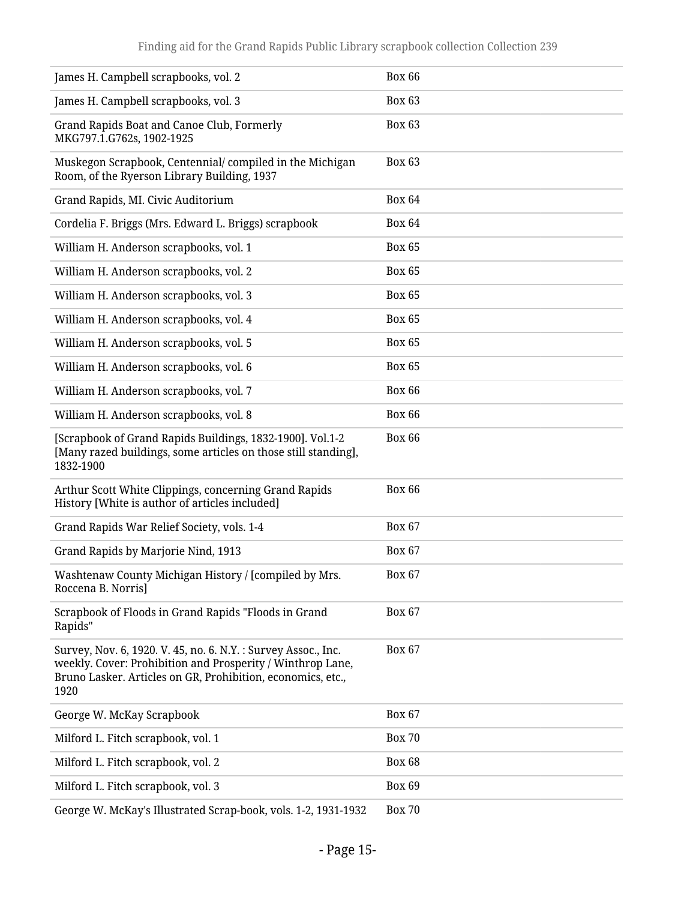| | |
|---|---|
| James H. Campbell scrapbooks, vol. 2 | Box 66 |
| James H. Campbell scrapbooks, vol. 3 | Box 63 |
| Grand Rapids Boat and Canoe Club, Formerly MKG797.1.G762s, 1902-1925 | Box 63 |
| Muskegon Scrapbook, Centennial/ compiled in the Michigan Room, of the Ryerson Library Building, 1937 | Box 63 |
| Grand Rapids, MI. Civic Auditorium | Box 64 |
| Cordelia F. Briggs (Mrs. Edward L. Briggs) scrapbook | Box 64 |
| William H. Anderson scrapbooks, vol. 1 | Box 65 |
| William H. Anderson scrapbooks, vol. 2 | Box 65 |
| William H. Anderson scrapbooks, vol. 3 | Box 65 |
| William H. Anderson scrapbooks, vol. 4 | Box 65 |
| William H. Anderson scrapbooks, vol. 5 | Box 65 |
| William H. Anderson scrapbooks, vol. 6 | Box 65 |
| William H. Anderson scrapbooks, vol. 7 | Box 66 |
| William H. Anderson scrapbooks, vol. 8 | Box 66 |
| [Scrapbook of Grand Rapids Buildings, 1832-1900]. Vol.1-2 [Many razed buildings, some articles on those still standing], 1832-1900 | Box 66 |
| Arthur Scott White Clippings, concerning Grand Rapids History [White is author of articles included] | Box 66 |
| Grand Rapids War Relief Society, vols. 1-4 | Box 67 |
| Grand Rapids by Marjorie Nind, 1913 | Box 67 |
| Washtenaw County Michigan History / [compiled by Mrs. Roccena B. Norris] | Box 67 |
| Scrapbook of Floods in Grand Rapids "Floods in Grand Rapids" | Box 67 |
| Survey, Nov. 6, 1920. V. 45, no. 6. N.Y. : Survey Assoc., Inc. weekly. Cover: Prohibition and Prosperity / Winthrop Lane, Bruno Lasker. Articles on GR, Prohibition, economics, etc., 1920 | Box 67 |
| George W. McKay Scrapbook | Box 67 |
| Milford L. Fitch scrapbook, vol. 1 | Box 70 |
| Milford L. Fitch scrapbook, vol. 2 | Box 68 |
| Milford L. Fitch scrapbook, vol. 3 | Box 69 |
| George W. McKay's Illustrated Scrap-book, vols. 1-2, 1931-1932 | Box 70 |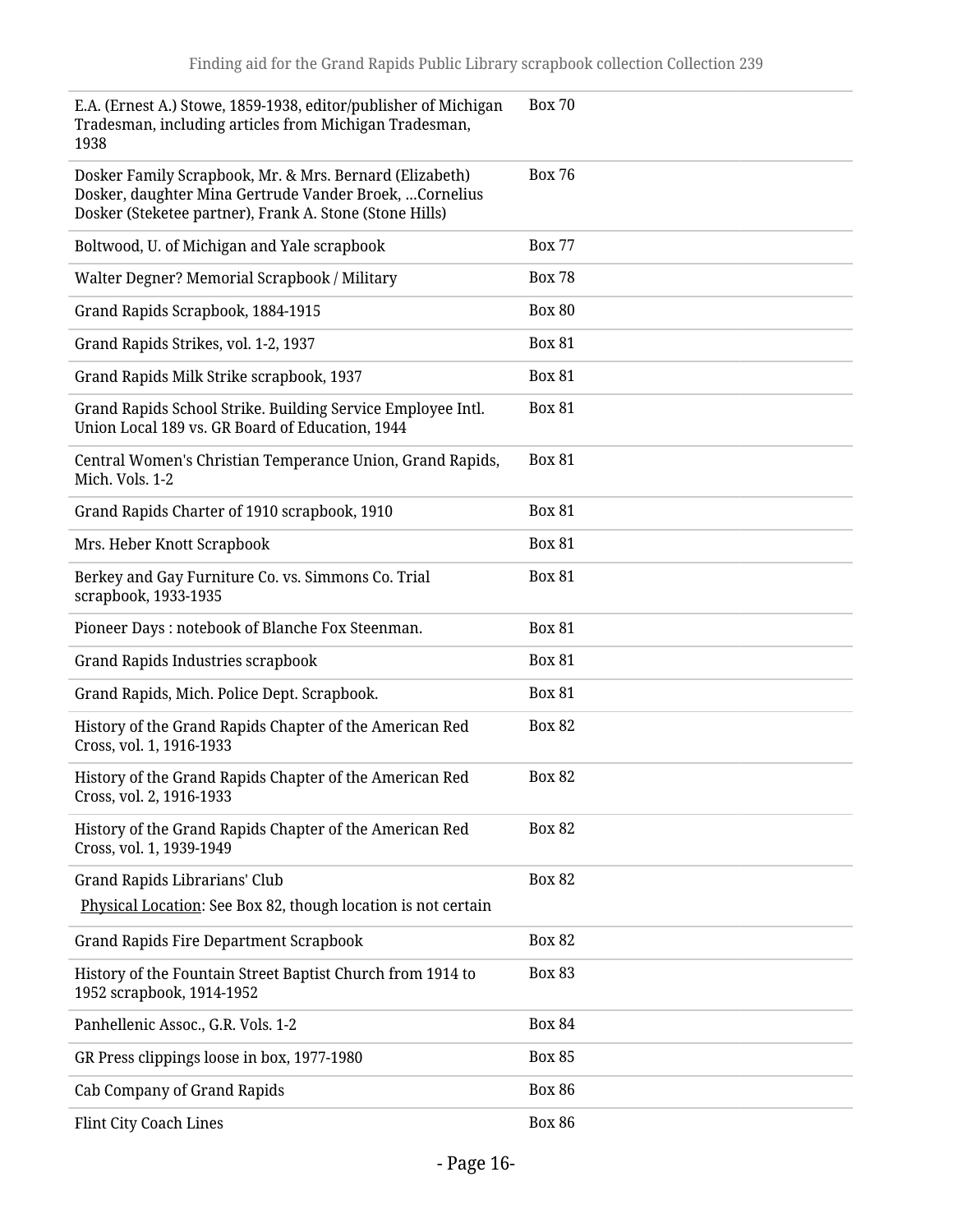| | |
|---|---|
| E.A. (Ernest A.) Stowe, 1859-1938, editor/publisher of Michigan Tradesman, including articles from Michigan Tradesman, 1938 | Box 70 |
| Dosker Family Scrapbook, Mr. & Mrs. Bernard (Elizabeth) Dosker, daughter Mina Gertrude Vander Broek, ...Cornelius Dosker (Steketee partner), Frank A. Stone (Stone Hills) | Box 76 |
| Boltwood, U. of Michigan and Yale scrapbook | Box 77 |
| Walter Degner? Memorial Scrapbook / Military | Box 78 |
| Grand Rapids Scrapbook, 1884-1915 | Box 80 |
| Grand Rapids Strikes, vol. 1-2, 1937 | Box 81 |
| Grand Rapids Milk Strike scrapbook, 1937 | Box 81 |
| Grand Rapids School Strike. Building Service Employee Intl. Union Local 189 vs. GR Board of Education, 1944 | Box 81 |
| Central Women's Christian Temperance Union, Grand Rapids, Mich. Vols. 1-2 | Box 81 |
| Grand Rapids Charter of 1910 scrapbook, 1910 | Box 81 |
| Mrs. Heber Knott Scrapbook | Box 81 |
| Berkey and Gay Furniture Co. vs. Simmons Co. Trial scrapbook, 1933-1935 | Box 81 |
| Pioneer Days : notebook of Blanche Fox Steenman. | Box 81 |
| Grand Rapids Industries scrapbook | Box 81 |
| Grand Rapids, Mich. Police Dept. Scrapbook. | Box 81 |
| History of the Grand Rapids Chapter of the American Red Cross, vol. 1, 1916-1933 | Box 82 |
| History of the Grand Rapids Chapter of the American Red Cross, vol. 2, 1916-1933 | Box 82 |
| History of the Grand Rapids Chapter of the American Red Cross, vol. 1, 1939-1949 | Box 82 |
| Grand Rapids Librarians' Club<br>Physical Location: See Box 82, though location is not certain | Box 82 |
| Grand Rapids Fire Department Scrapbook | Box 82 |
| History of the Fountain Street Baptist Church from 1914 to 1952 scrapbook, 1914-1952 | Box 83 |
| Panhellenic Assoc., G.R. Vols. 1-2 | Box 84 |
| GR Press clippings loose in box, 1977-1980 | Box 85 |
| Cab Company of Grand Rapids | Box 86 |
| Flint City Coach Lines | Box 86 |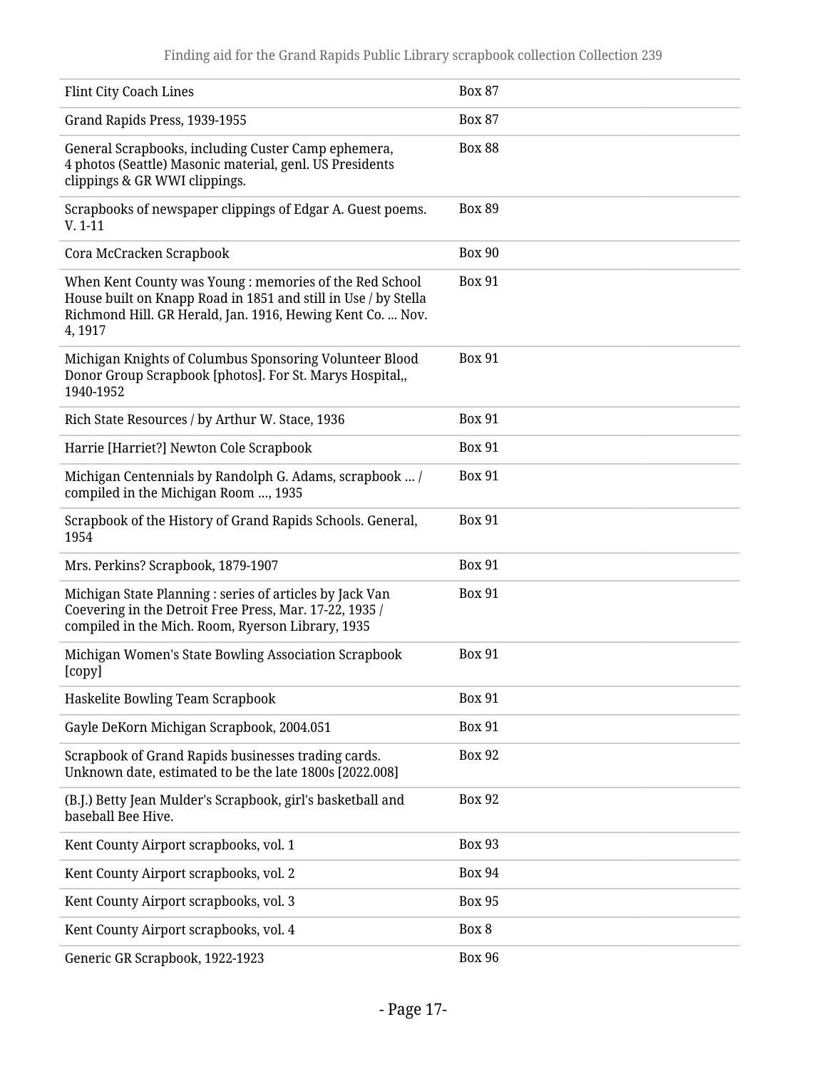| | |
|---|---|
| Flint City Coach Lines | Box 87 |
| Grand Rapids Press, 1939-1955 | Box 87 |
| General Scrapbooks, including Custer Camp ephemera, 4 photos (Seattle) Masonic material, genl. US Presidents clippings & GR WWI clippings. | Box 88 |
| Scrapbooks of newspaper clippings of Edgar A. Guest poems. V. 1-11 | Box 89 |
| Cora McCracken Scrapbook | Box 90 |
| When Kent County was Young : memories of the Red School House built on Knapp Road in 1851 and still in Use / by Stella Richmond Hill. GR Herald, Jan. 1916, Hewing Kent Co. ... Nov. 4, 1917 | Box 91 |
| Michigan Knights of Columbus Sponsoring Volunteer Blood Donor Group Scrapbook [photos]. For St. Marys Hospital,, 1940-1952 | Box 91 |
| Rich State Resources / by Arthur W. Stace, 1936 | Box 91 |
| Harrie [Harriet?] Newton Cole Scrapbook | Box 91 |
| Michigan Centennials by Randolph G. Adams, scrapbook ... / compiled in the Michigan Room ..., 1935 | Box 91 |
| Scrapbook of the History of Grand Rapids Schools. General, 1954 | Box 91 |
| Mrs. Perkins? Scrapbook, 1879-1907 | Box 91 |
| Michigan State Planning : series of articles by Jack Van Coevering in the Detroit Free Press, Mar. 17-22, 1935 / compiled in the Mich. Room, Ryerson Library, 1935 | Box 91 |
| Michigan Women's State Bowling Association Scrapbook [copy] | Box 91 |
| Haskelite Bowling Team Scrapbook | Box 91 |
| Gayle DeKorn Michigan Scrapbook, 2004.051 | Box 91 |
| Scrapbook of Grand Rapids businesses trading cards. Unknown date, estimated to be the late 1800s [2022.008] | Box 92 |
| (B.J.) Betty Jean Mulder's Scrapbook, girl's basketball and baseball Bee Hive. | Box 92 |
| Kent County Airport scrapbooks, vol. 1 | Box 93 |
| Kent County Airport scrapbooks, vol. 2 | Box 94 |
| Kent County Airport scrapbooks, vol. 3 | Box 95 |
| Kent County Airport scrapbooks, vol. 4 | Box 8 |
| Generic GR Scrapbook, 1922-1923 | Box 96 |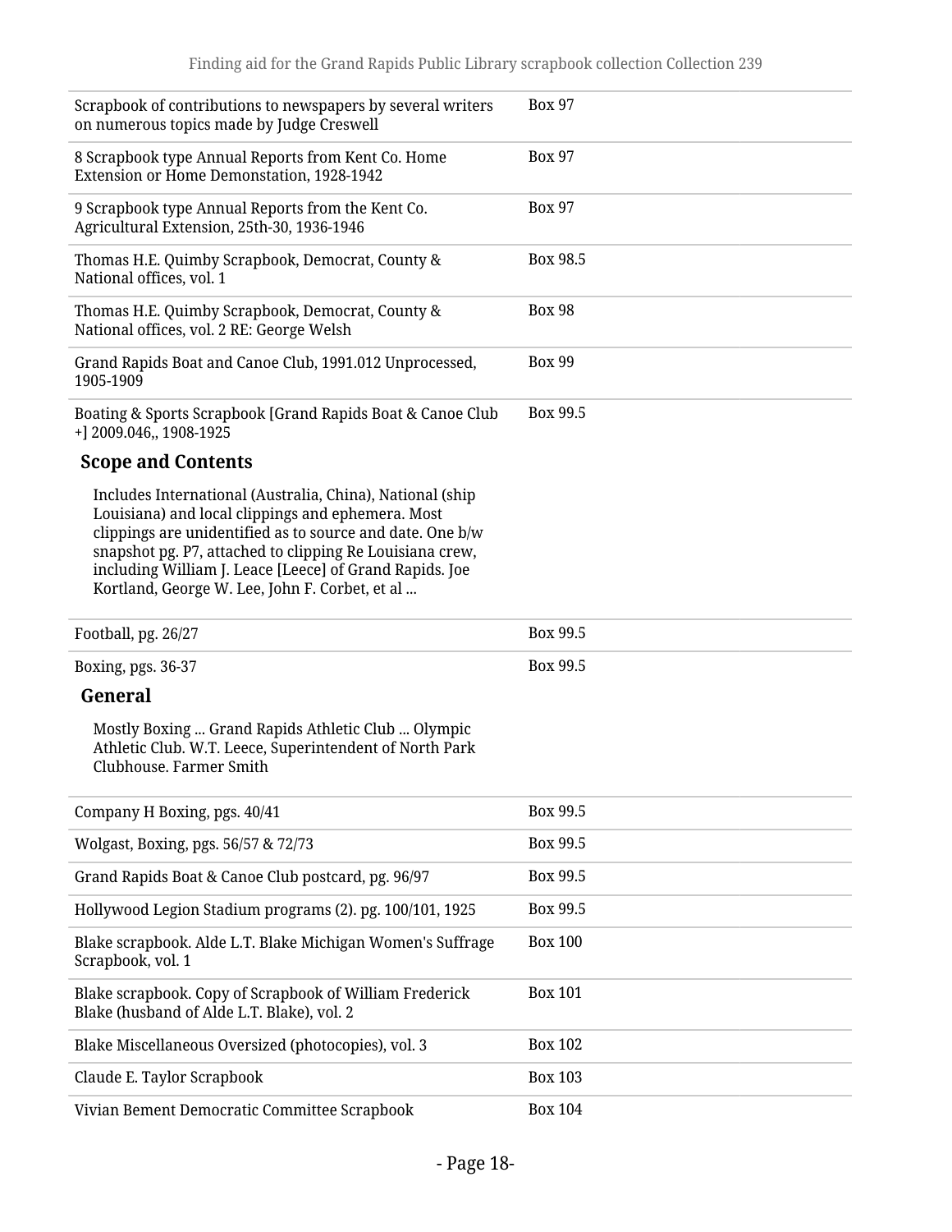| | |
|---|---|
| Scrapbook of contributions to newspapers by several writers on numerous topics made by Judge Creswell | Box 97 |
| 8 Scrapbook type Annual Reports from Kent Co. Home Extension or Home Demonstation, 1928-1942 | Box 97 |
| 9 Scrapbook type Annual Reports from the Kent Co. Agricultural Extension, 25th-30, 1936-1946 | Box 97 |
| Thomas H.E. Quimby Scrapbook, Democrat, County & National offices, vol. 1 | Box 98.5 |
| Thomas H.E. Quimby Scrapbook, Democrat, County & National offices, vol. 2 RE: George Welsh | Box 98 |
| Grand Rapids Boat and Canoe Club, 1991.012 Unprocessed, 1905-1909 | Box 99 |
| Boating & Sports Scrapbook [Grand Rapids Boat & Canoe Club +] 2009.046,, 1908-1925 | Box 99.5 |

**Scope and Contents**

Includes International (Australia, China), National (ship Louisiana) and local clippings and ephemera. Most clippings are unidentified as to source and date. One b/w snapshot pg. P7, attached to clipping Re Louisiana crew, including William J. Leace [Leece] of Grand Rapids. Joe Kortland, George W. Lee, John F. Corbet, et al ...

| | |
|---|---|
| Football, pg. 26/27 | Box 99.5 |
| Boxing, pgs. 36-37 | Box 99.5 |

**General**

Mostly Boxing ... Grand Rapids Athletic Club ... Olympic Athletic Club. W.T. Leece, Superintendent of North Park Clubhouse. Farmer Smith

| | |
|---|---|
| Company H Boxing, pgs. 40/41 | Box 99.5 |
| Wolgast, Boxing, pgs. 56/57 & 72/73 | Box 99.5 |
| Grand Rapids Boat & Canoe Club postcard, pg. 96/97 | Box 99.5 |
| Hollywood Legion Stadium programs (2). pg. 100/101, 1925 | Box 99.5 |
| Blake scrapbook. Alde L.T. Blake Michigan Women's Suffrage Scrapbook, vol. 1 | Box 100 |
| Blake scrapbook. Copy of Scrapbook of William Frederick Blake (husband of Alde L.T. Blake), vol. 2 | Box 101 |
| Blake Miscellaneous Oversized (photocopies), vol. 3 | Box 102 |
| Claude E. Taylor Scrapbook | Box 103 |
| Vivian Bement Democratic Committee Scrapbook | Box 104 |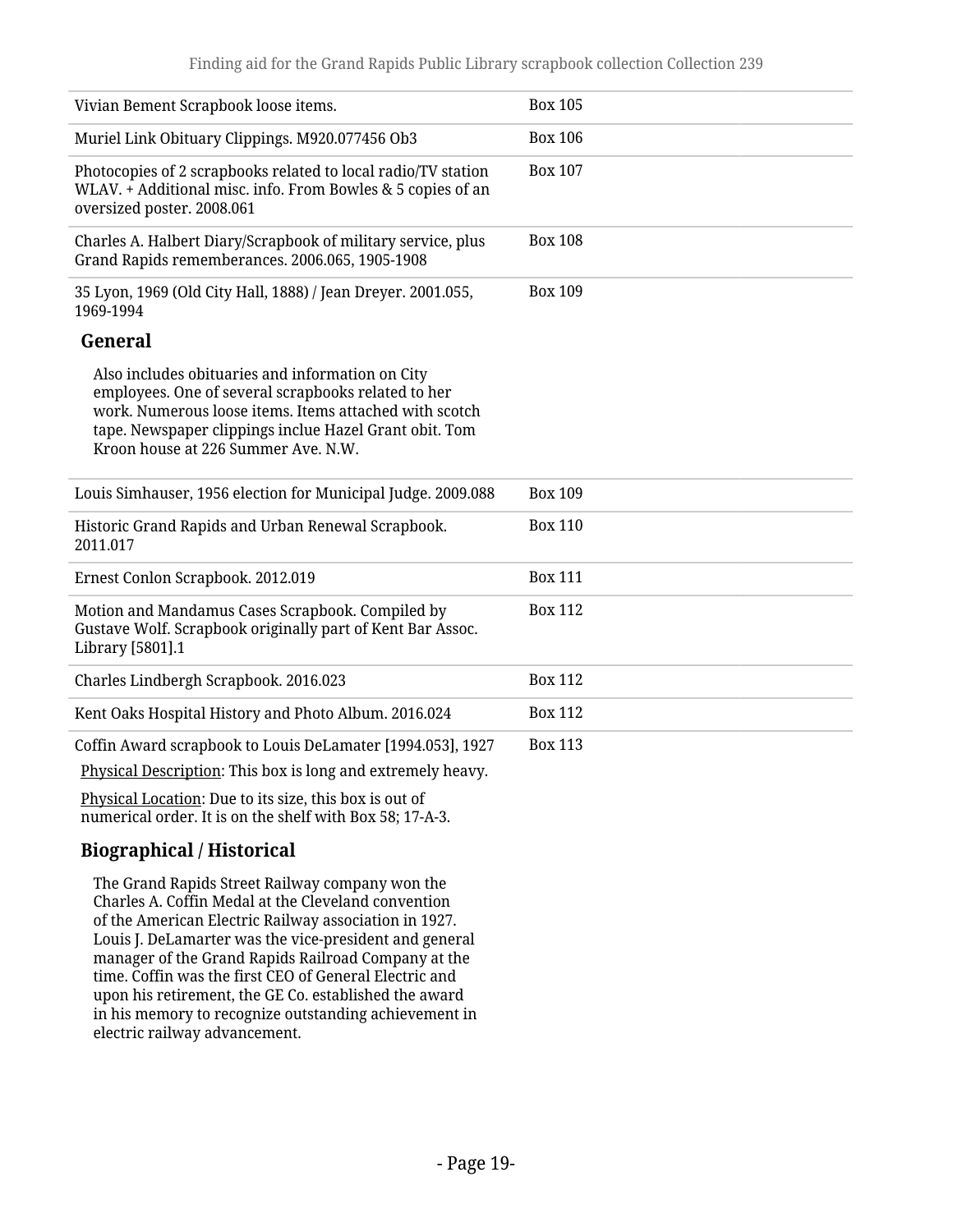| | |
|---|---|
| Vivian Bement Scrapbook loose items. | Box 105 |
| Muriel Link Obituary Clippings. M920.077456 Ob3 | Box 106 |
| Photocopies of 2 scrapbooks related to local radio/TV station WLAV. + Additional misc. info. From Bowles & 5 copies of an oversized poster. 2008.061 | Box 107 |
| Charles A. Halbert Diary/Scrapbook of military service, plus Grand Rapids rememberances. 2006.065, 1905-1908 | Box 108 |
| 35 Lyon, 1969 (Old City Hall, 1888) / Jean Dreyer. 2001.055, 1969-1994 | Box 109 |

### General

Also includes obituaries and information on City employees. One of several scrapbooks related to her work. Numerous loose items. Items attached with scotch tape. Newspaper clippings inclue Hazel Grant obit. Tom Kroon house at 226 Summer Ave. N.W.

| | |
|---|---|
| Louis Simhauser, 1956 election for Municipal Judge. 2009.088 | Box 109 |
| Historic Grand Rapids and Urban Renewal Scrapbook. 2011.017 | Box 110 |
| Ernest Conlon Scrapbook. 2012.019 | Box 111 |
| Motion and Mandamus Cases Scrapbook. Compiled by Gustave Wolf. Scrapbook originally part of Kent Bar Assoc. Library [5801].1 | Box 112 |
| Charles Lindbergh Scrapbook. 2016.023 | Box 112 |
| Kent Oaks Hospital History and Photo Album. 2016.024 | Box 112 |
| Coffin Award scrapbook to Louis DeLamater [1994.053], 1927 | Box 113 |

Physical Description: This box is long and extremely heavy.

Physical Location: Due to its size, this box is out of numerical order. It is on the shelf with Box 58; 17-A-3.

### Biographical / Historical

The Grand Rapids Street Railway company won the Charles A. Coffin Medal at the Cleveland convention of the American Electric Railway association in 1927. Louis J. DeLamarter was the vice-president and general manager of the Grand Rapids Railroad Company at the time. Coffin was the first CEO of General Electric and upon his retirement, the GE Co. established the award in his memory to recognize outstanding achievement in electric railway advancement.